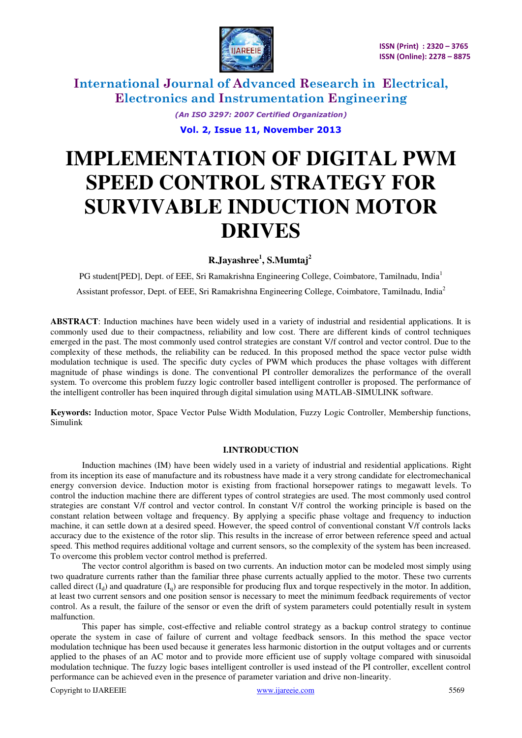# IMPLEMENTATION OF DIGITAL PWM SPEED CONTROL STRATEGY FOR SURVIVABLE INDUCTION MOTOR DRIVES

**R.Jayashree[1], S.Mumtaj[2]**

PG student[PED], Dept. of EEE, Sri Ramakrishna Engineering College, Coimbatore, Tamilnadu, India[1]

Assistant professor, Dept. of EEE, Sri Ramakrishna Engineering College, Coimbatore, Tamilnadu, India[2]

**ABSTRACT**: Induction machines have been widely used in a variety of industrial and residential applications. It is commonly used due to their compactness, reliability and low cost. There are different kinds of control techniques emerged in the past. The most commonly used control strategies are constant V/f control and vector control. Due to the complexity of these methods, the reliability can be reduced. In this proposed method the space vector pulse width modulation technique is used. The specific duty cycles of PWM which produces the phase voltages with different magnitude of phase windings is done. The conventional PI controller demoralizes the performance of the overall system. To overcome this problem fuzzy logic controller based intelligent controller is proposed. The performance of the intelligent controller has been inquired through digital simulation using MATLAB-SIMULINK software.

**Keywords:** Induction motor, Space Vector Pulse Width Modulation, Fuzzy Logic Controller, Membership functions, Simulink

## I.INTRODUCTION

Induction machines (IM) have been widely used in a variety of industrial and residential applications. Right from its inception its ease of manufacture and its robustness have made it a very strong candidate for electromechanical energy conversion device. Induction motor is existing from fractional horsepower ratings to megawatt levels. To control the induction machine there are different types of control strategies are used. The most commonly used control strategies are constant V/f control and vector control. In constant V/f control the working principle is based on the constant relation between voltage and frequency. By applying a specific phase voltage and frequency to induction machine, it can settle down at a desired speed. However, the speed control of conventional constant V/f controls lacks accuracy due to the existence of the rotor slip. This results in the increase of error between reference speed and actual speed. This method requires additional voltage and current sensors, so the complexity of the system has been increased. To overcome this problem vector control method is preferred.

The vector control algorithm is based on two currents. An induction motor can be modeled most simply using two quadrature currents rather than the familiar three phase currents actually applied to the motor. These two currents called direct ($I_d$) and quadrature ($I_q$) are responsible for producing flux and torque respectively in the motor. In addition, at least two current sensors and one position sensor is necessary to meet the minimum feedback requirements of vector control. As a result, the failure of the sensor or even the drift of system parameters could potentially result in system malfunction.

This paper has simple, cost-effective and reliable control strategy as a backup control strategy to continue operate the system in case of failure of current and voltage feedback sensors. In this method the space vector modulation technique has been used because it generates less harmonic distortion in the output voltages and or currents applied to the phases of an AC motor and to provide more efficient use of supply voltage compared with sinusoidal modulation technique. The fuzzy logic bases intelligent controller is used instead of the PI controller, excellent control performance can be achieved even in the presence of parameter variation and drive non-linearity.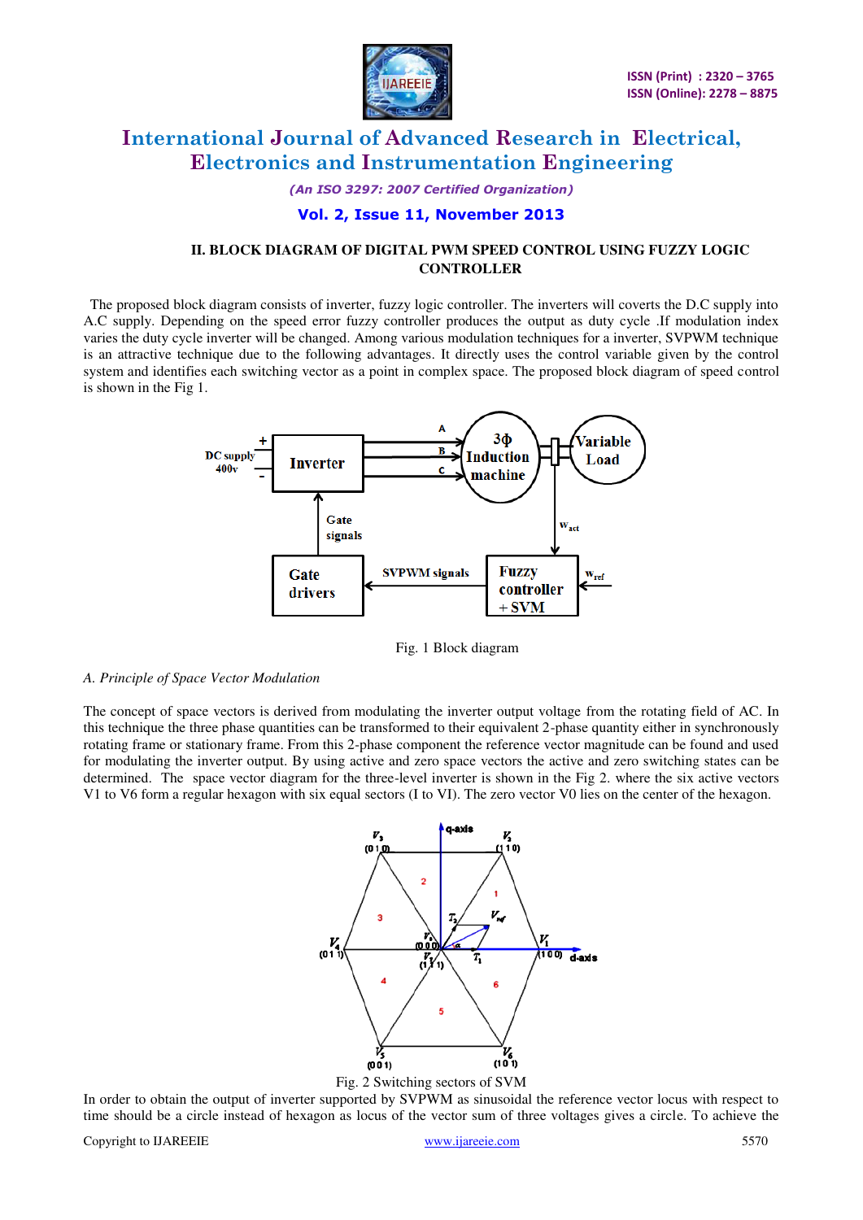## II. BLOCK DIAGRAM OF DIGITAL PWM SPEED CONTROL USING FUZZY LOGIC CONTROLLER

The proposed block diagram consists of inverter, fuzzy logic controller. The inverters will coverts the D.C supply into A.C supply. Depending on the speed error fuzzy controller produces the output as duty cycle .If modulation index varies the duty cycle inverter will be changed. Among various modulation techniques for a inverter, SVPWM technique is an attractive technique due to the following advantages. It directly uses the control variable given by the control system and identifies each switching vector as a point in complex space. The proposed block diagram of speed control is shown in the Fig 1.

Fig. 1 Block diagram

*A. Principle of Space Vector Modulation*

The concept of space vectors is derived from modulating the inverter output voltage from the rotating field of AC. In this technique the three phase quantities can be transformed to their equivalent 2-phase quantity either in synchronously rotating frame or stationary frame. From this 2-phase component the reference vector magnitude can be found and used for modulating the inverter output. By using active and zero space vectors the active and zero switching states can be determined. The space vector diagram for the three-level inverter is shown in the Fig 2. where the six active vectors V1 to V6 form a regular hexagon with six equal sectors (I to VI). The zero vector V0 lies on the center of the hexagon.

Fig. 2 Switching sectors of SVM

In order to obtain the output of inverter supported by SVPWM as sinusoidal the reference vector locus with respect to time should be a circle instead of hexagon as locus of the vector sum of three voltages gives a circle. To achieve the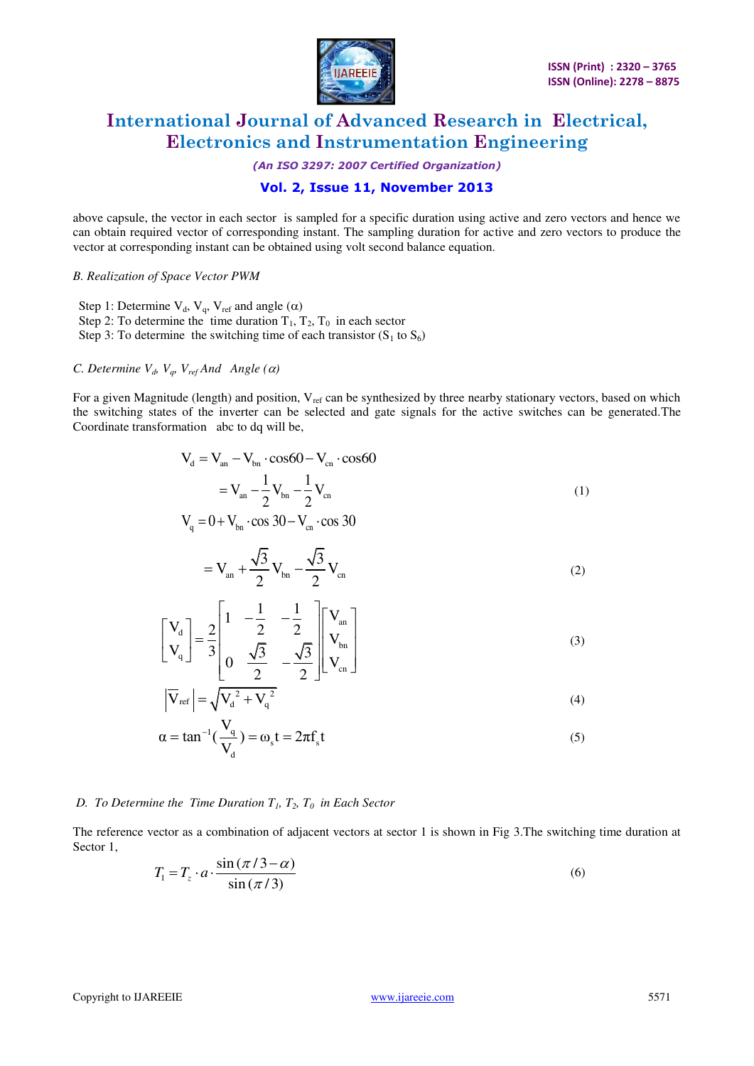above capsule, the vector in each sector is sampled for a specific duration using active and zero vectors and hence we can obtain required vector of corresponding instant. The sampling duration for active and zero vectors to produce the vector at corresponding instant can be obtained using volt second balance equation.

*B. Realization of Space Vector PWM*

Step 1: Determine $V_d$, $V_q$, $V_{ref}$ and angle ($\alpha$)
Step 2: To determine the time duration $T_1$, $T_2$, $T_0$ in each sector
Step 3: To determine the switching time of each transistor ($S_1$ to $S_6$)

*C. Determine $V_d$, $V_q$, $V_{ref}$ And Angle ($\alpha$)*

For a given Magnitude (length) and position, $V_{ref}$ can be synthesized by three nearby stationary vectors, based on which the switching states of the inverter can be selected and gate signals for the active switches can be generated. The Coordinate transformation abc to dq will be,

$$V_d = V_{an} - V_{bn} \cdot \cos 60 - V_{cn} \cdot \cos 60$$
$$= V_{an} - \frac{1}{2} V_{bn} - \frac{1}{2} V_{cn} \tag{1}$$

$$V_q = 0 + V_{bn} \cdot \cos 30 - V_{cn} \cdot \cos 30$$
$$= V_{an} + \frac{\sqrt{3}}{2} V_{bn} - \frac{\sqrt{3}}{2} V_{cn} \tag{2}$$

$$\begin{bmatrix} V_d \\ V_q \end{bmatrix} = \frac{2}{3} \begin{bmatrix} 1 & -\frac{1}{2} & -\frac{1}{2} \\ 0 & \frac{\sqrt{3}}{2} & -\frac{\sqrt{3}}{2} \end{bmatrix} \begin{bmatrix} V_{an} \\ V_{bn} \\ V_{cn} \end{bmatrix} \tag{3}$$

$$\left| \overline{V}_{ref} \right| = \sqrt{V_d^{\,2} + V_q^{\,2}} \tag{4}$$

$$\alpha = \tan^{-1}\left(\frac{V_q}{V_d}\right) = \omega_s t = 2\pi f_s t \tag{5}$$

*D. To Determine the Time Duration $T_1$, $T_2$, $T_0$ in Each Sector*

The reference vector as a combination of adjacent vectors at sector 1 is shown in Fig 3.The switching time duration at Sector 1,

$$T_1 = T_z \cdot a \cdot \frac{\sin(\pi/3 - \alpha)}{\sin(\pi/3)} \tag{6}$$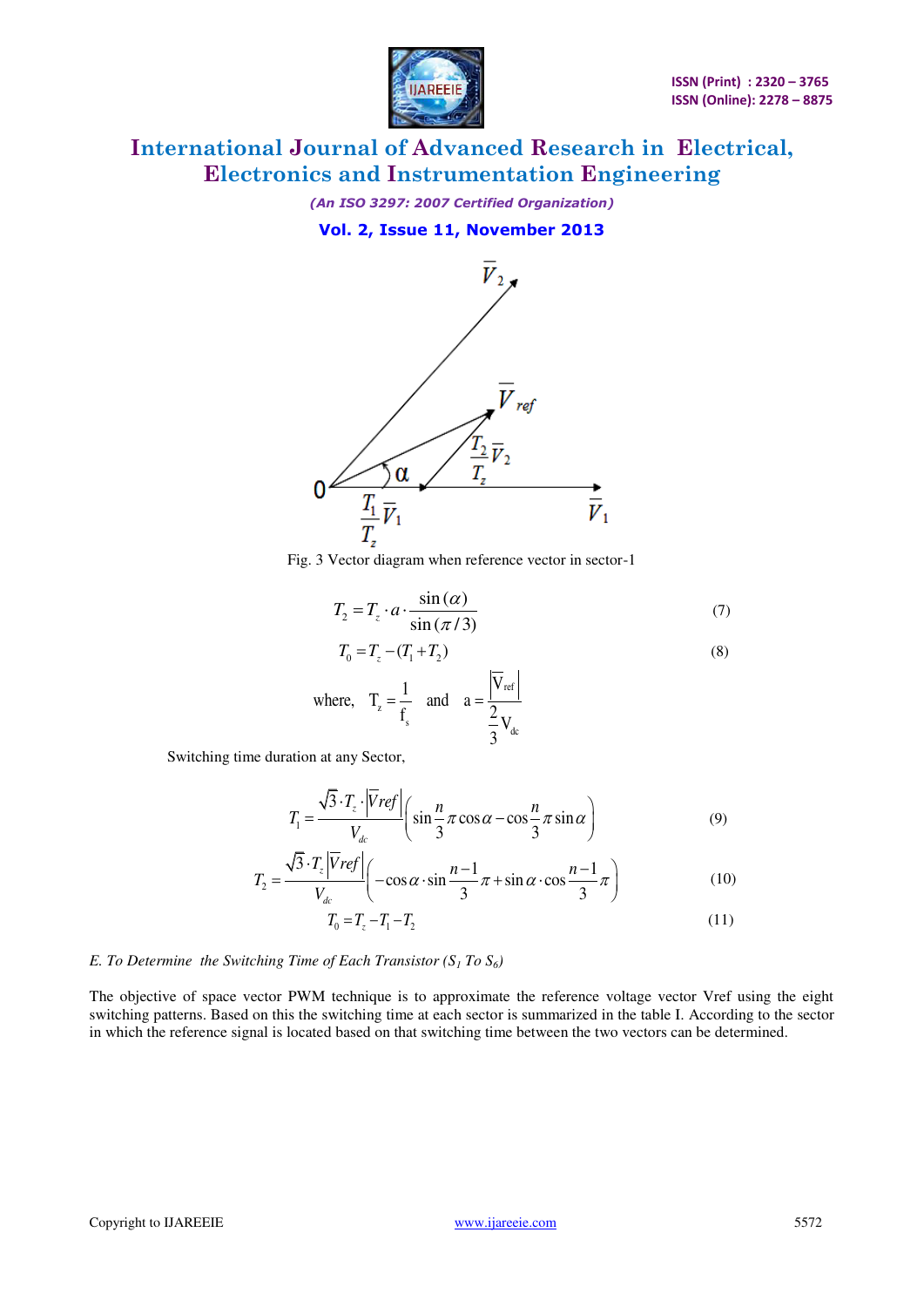Fig. 3 Vector diagram when reference vector in sector-1

$$T_2 = T_z \cdot a \cdot \frac{\sin(\alpha)}{\sin(\pi/3)} \quad (7)$$

$$T_0 = T_z - (T_1 + T_2) \quad (8)$$

$$\text{where,} \quad T_z = \frac{1}{f_s} \quad \text{and} \quad a = \frac{|V_{ref}|}{\frac{2}{3}V_{dc}}$$

Switching time duration at any Sector,

$$T_1 = \frac{\sqrt{3} \cdot T_z \cdot |Vref|}{V_{dc}} \left( \sin\frac{n}{3}\pi \cos\alpha - \cos\frac{n}{3}\pi \sin\alpha \right) \quad (9)$$

$$T_2 = \frac{\sqrt{3} \cdot T_z |Vref|}{V_{dc}} \left( -\cos\alpha \cdot \sin\frac{n-1}{3}\pi + \sin\alpha \cdot \cos\frac{n-1}{3}\pi \right) \quad (10)$$

$$T_0 = T_z - T_1 - T_2 \quad (11)$$

*E. To Determine the Switching Time of Each Transistor ($S_1$ To $S_6$)*

The objective of space vector PWM technique is to approximate the reference voltage vector Vref using the eight switching patterns. Based on this the switching time at each sector is summarized in the table I. According to the sector in which the reference signal is located based on that switching time between the two vectors can be determined.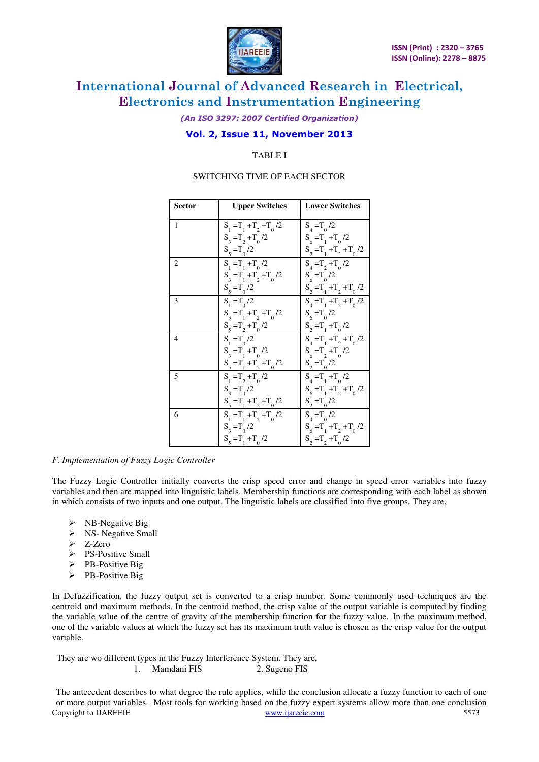TABLE I

SWITCHING TIME OF EACH SECTOR

| Sector | Upper Switches | Lower Switches |
|---|---|---|
| 1 | $S_1 = T_1 + T_2 + T_0/2$<br>$S_3 = T_2 + T_0/2$<br>$S_5 = T_0/2$ | $S_4 = T_0/2$<br>$S_6 = T_1 + T_0/2$<br>$S_2 = T_1 + T_2 + T_0/2$ |
| 2 | $S_1 = T_1 + T_0/2$<br>$S_3 = T_1 + T_2 + T_0/2$<br>$S_5 = T_0/2$ | $S_4 = T_2 + T_0/2$<br>$S_6 = T_0/2$<br>$S_2 = T_1 + T_2 + T_0/2$ |
| 3 | $S_1 = T_0/2$<br>$S_3 = T_1 + T_2 + T_0/2$<br>$S_5 = T_2 + T_0/2$ | $S_4 = T_1 + T_2 + T_0/2$<br>$S_6 = T_0/2$<br>$S_2 = T_1 + T_0/2$ |
| 4 | $S_1 = T_0/2$<br>$S_3 = T_1 + T_0/2$<br>$S_5 = T_1 + T_2 + T_0/2$ | $S_4 = T_1 + T_2 + T_0/2$<br>$S_6 = T_2 + T_0/2$<br>$S_2 = T_0/2$ |
| 5 | $S_1 = T_2 + T_0/2$<br>$S_3 = T_0/2$<br>$S_5 = T_1 + T_2 + T_0/2$ | $S_4 = T_1 + T_0/2$<br>$S_6 = T_1 + T_2 + T_0/2$<br>$S_2 = T_0/2$ |
| 6 | $S_1 = T_1 + T_2 + T_0/2$<br>$S_3 = T_0/2$<br>$S_5 = T_1 + T_0/2$ | $S_4 = T_0/2$<br>$S_6 = T_1 + T_2 + T_0/2$<br>$S_2 = T_2 + T_0/2$ |

*F. Implementation of Fuzzy Logic Controller*

The Fuzzy Logic Controller initially converts the crisp speed error and change in speed error variables into fuzzy variables and then are mapped into linguistic labels. Membership functions are corresponding with each label as shown in which consists of two inputs and one output. The linguistic labels are classified into five groups. They are,

- NB-Negative Big
- NS- Negative Small
- Z-Zero
- PS-Positive Small
- PB-Positive Big
- PB-Positive Big

In Defuzzification, the fuzzy output set is converted to a crisp number. Some commonly used techniques are the centroid and maximum methods. In the centroid method, the crisp value of the output variable is computed by finding the variable value of the centre of gravity of the membership function for the fuzzy value. In the maximum method, one of the variable values at which the fuzzy set has its maximum truth value is chosen as the crisp value for the output variable.

They are wo different types in the Fuzzy Interference System. They are,

1. Mamdani FIS 2. Sugeno FIS

The antecedent describes to what degree the rule applies, while the conclusion allocate a fuzzy function to each of one or more output variables. Most tools for working based on the fuzzy expert systems allow more than one conclusion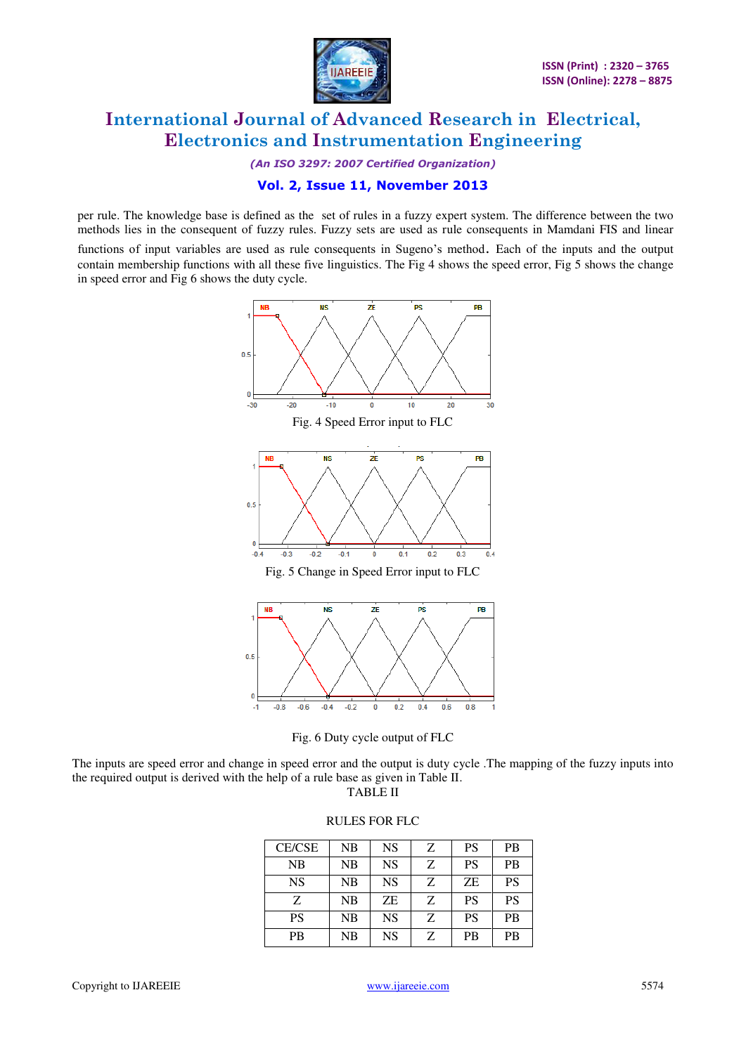per rule. The knowledge base is defined as the set of rules in a fuzzy expert system. The difference between the two methods lies in the consequent of fuzzy rules. Fuzzy sets are used as rule consequents in Mamdani FIS and linear functions of input variables are used as rule consequents in Sugeno's method. Each of the inputs and the output contain membership functions with all these five linguistics. The Fig 4 shows the speed error, Fig 5 shows the change in speed error and Fig 6 shows the duty cycle.

Fig. 4 Speed Error input to FLC

Fig. 5 Change in Speed Error input to FLC

Fig. 6 Duty cycle output of FLC

The inputs are speed error and change in speed error and the output is duty cycle .The mapping of the fuzzy inputs into the required output is derived with the help of a rule base as given in Table II.

TABLE II

RULES FOR FLC

| CE/CSE | NB | NS | Z | PS | PB |
|---|---|---|---|---|---|
| NB | NB | NS | Z | PS | PB |
| NS | NB | NS | Z | ZE | PS |
| Z | NB | ZE | Z | PS | PS |
| PS | NB | NS | Z | PS | PB |
| PB | NB | NS | Z | PB | PB |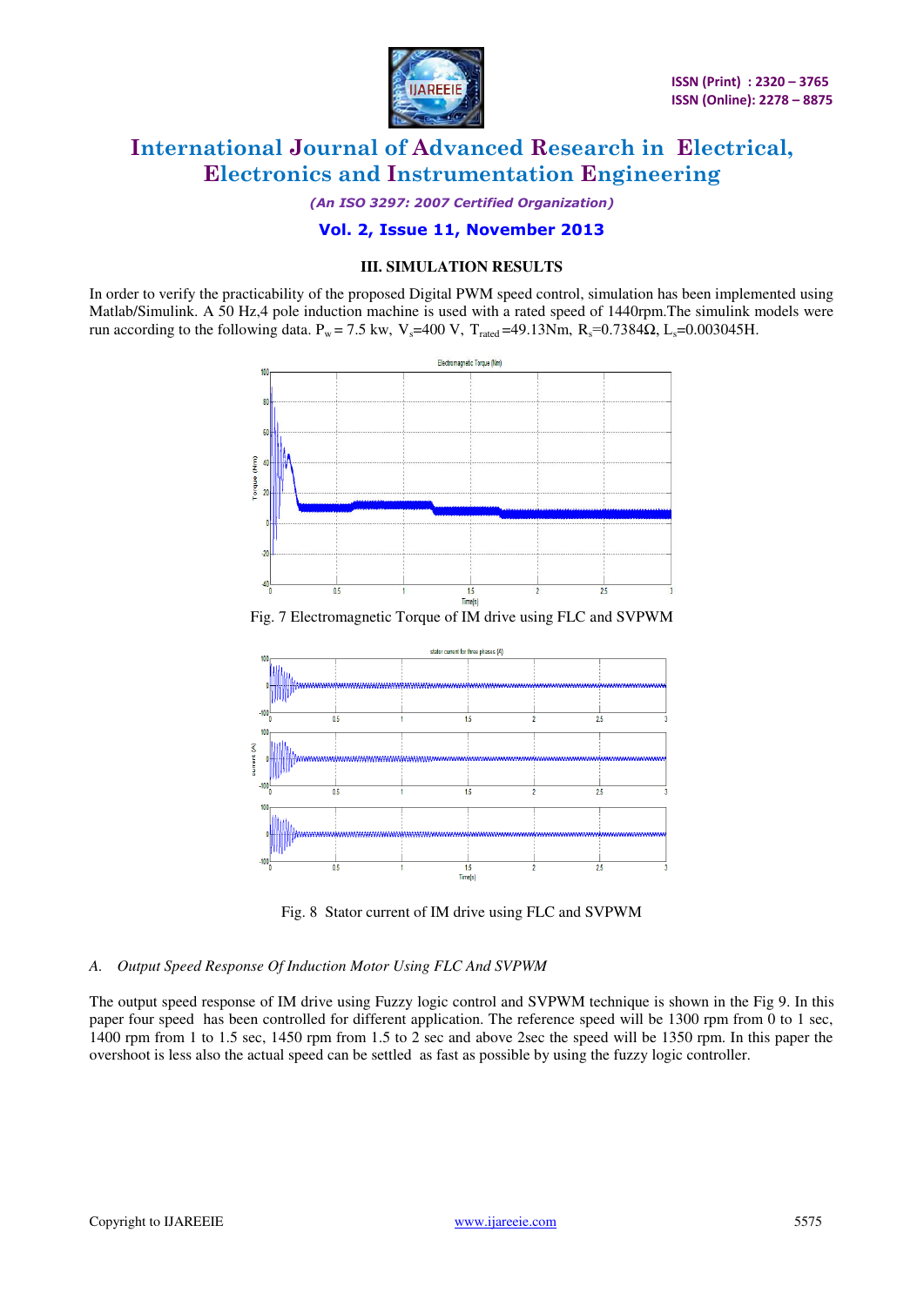## III. SIMULATION RESULTS

In order to verify the practicability of the proposed Digital PWM speed control, simulation has been implemented using Matlab/Simulink. A 50 Hz,4 pole induction machine is used with a rated speed of 1440rpm.The simulink models were run according to the following data. $P_w$ = 7.5 kw, $V_s$=400 V, $T_{rated}$ =49.13Nm, $R_s$=0.7384Ω, $L_s$=0.003045H.

Fig. 7 Electromagnetic Torque of IM drive using FLC and SVPWM

Fig. 8 Stator current of IM drive using FLC and SVPWM

### *A. Output Speed Response Of Induction Motor Using FLC And SVPWM*

The output speed response of IM drive using Fuzzy logic control and SVPWM technique is shown in the Fig 9. In this paper four speed has been controlled for different application. The reference speed will be 1300 rpm from 0 to 1 sec, 1400 rpm from 1 to 1.5 sec, 1450 rpm from 1.5 to 2 sec and above 2sec the speed will be 1350 rpm. In this paper the overshoot is less also the actual speed can be settled as fast as possible by using the fuzzy logic controller.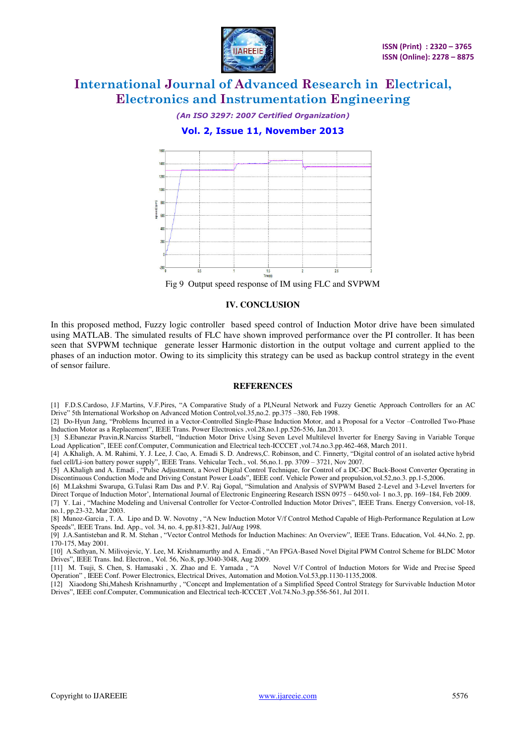1600
1400
1200
1000
800
600
400
200
0
-200
speed(rpm)
0
0.5
1
1.5
2
2.5
3
Time(s)

Fig 9 Output speed response of IM using FLC and SVPWM

## IV. CONCLUSION

In this proposed method, Fuzzy logic controller based speed control of Induction Motor drive have been simulated using MATLAB. The simulated results of FLC have shown improved performance over the PI controller. It has been seen that SVPWM technique generate lesser Harmonic distortion in the output voltage and current applied to the phases of an induction motor. Owing to its simplicity this strategy can be used as backup control strategy in the event of sensor failure.

## REFERENCES

[1] F.D.S.Cardoso, J.F.Martins, V.F.Pires, "A Comparative Study of a PI,Neural Network and Fuzzy Genetic Approach Controllers for an AC Drive" 5th International Workshop on Advanced Motion Control,vol.35,no.2. pp.375 –380, Feb 1998.

[2] Do-Hyun Jang, "Problems Incurred in a Vector-Controlled Single-Phase Induction Motor, and a Proposal for a Vector –Controlled Two-Phase Induction Motor as a Replacement", IEEE Trans. Power Electronics ,vol.28,no.1.pp.526-536, Jan.2013.

[3] S.Ebanezar Pravin,R.Narciss Starbell, "Induction Motor Drive Using Seven Level Multilevel Inverter for Energy Saving in Variable Torque Load Application", IEEE conf.Computer, Communication and Electrical tech-ICCCET ,vol.74.no.3.pp.462-468, March 2011.

[4] A.Khaligh, A. M. Rahimi, Y. J. Lee, J. Cao, A. Emadi S. D. Andrews,C. Robinson, and C. Finnerty, "Digital control of an isolated active hybrid fuel cell/Li-ion battery power supply", IEEE Trans. Vehicular Tech., vol. 56,no.1. pp. 3709 – 3721, Nov 2007.

[5] A.Khaligh and A. Emadi , "Pulse Adjustment, a Novel Digital Control Technique, for Control of a DC-DC Buck-Boost Converter Operating in Discontinuous Conduction Mode and Driving Constant Power Loads", IEEE conf. Vehicle Power and propulsion,vol.52,no.3. pp.1-5,2006.

[6] M.Lakshmi Swarupa, G.Tulasi Ram Das and P.V. Raj Gopal, "Simulation and Analysis of SVPWM Based 2-Level and 3-Level Inverters for Direct Torque of Induction Motor', International Journal of Electronic Engineering Research ISSN 0975 – 6450.vol- 1 no.3, pp. 169–184, Feb 2009.

[7] Y. Lai , "Machine Modeling and Universal Controller for Vector-Controlled Induction Motor Drives", IEEE Trans. Energy Conversion, vol-18, no.1, pp.23-32, Mar 2003.

[8] Munoz-Garcia , T. A. Lipo and D. W. Novotny , "A New Induction Motor V/f Control Method Capable of High-Performance Regulation at Low Speeds", IEEE Trans. Ind. App., vol. 34, no. 4, pp.813-821, Jul/Aug 1998.

[9] J.A.Santisteban and R. M. Stehan , "Vector Control Methods for Induction Machines: An Overview", IEEE Trans. Education, Vol. 44,No. 2, pp. 170-175, May 2001.

[10] A.Sathyan, N. Milivojevic, Y. Lee, M. Krishnamurthy and A. Emadi , "An FPGA-Based Novel Digital PWM Control Scheme for BLDC Motor Drives", IEEE Trans. Ind. Electron., Vol. 56, No.8, pp.3040-3048, Aug 2009.

[11] M. Tsuji, S. Chen, S. Hamasaki , X. Zhao and E. Yamada , "A Novel V/f Control of Induction Motors for Wide and Precise Speed Operation" , IEEE Conf. Power Electronics, Electrical Drives, Automation and Motion.Vol.53,pp.1130-1135,2008.

[12] Xiaodong Shi,Mahesh Krishnamurthy , "Concept and Implementation of a Simplified Speed Control Strategy for Survivable Induction Motor Drives", IEEE conf.Computer, Communication and Electrical tech-ICCCET ,Vol.74.No.3.pp.556-561, Jul 2011.